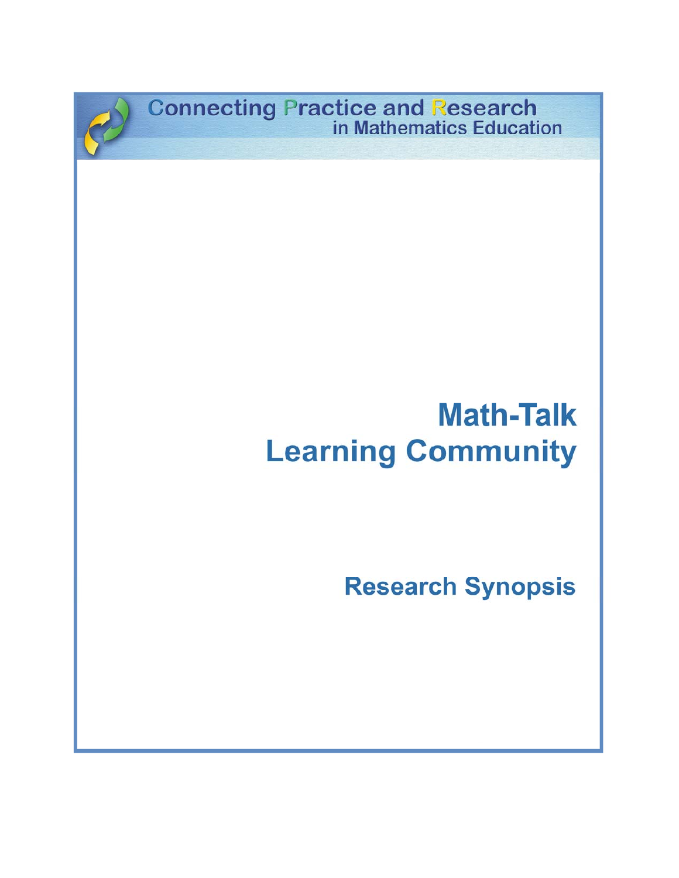Connecting Practice and Research in Mathematics Education

# Math-Talk Learning Community

## Research Synopsis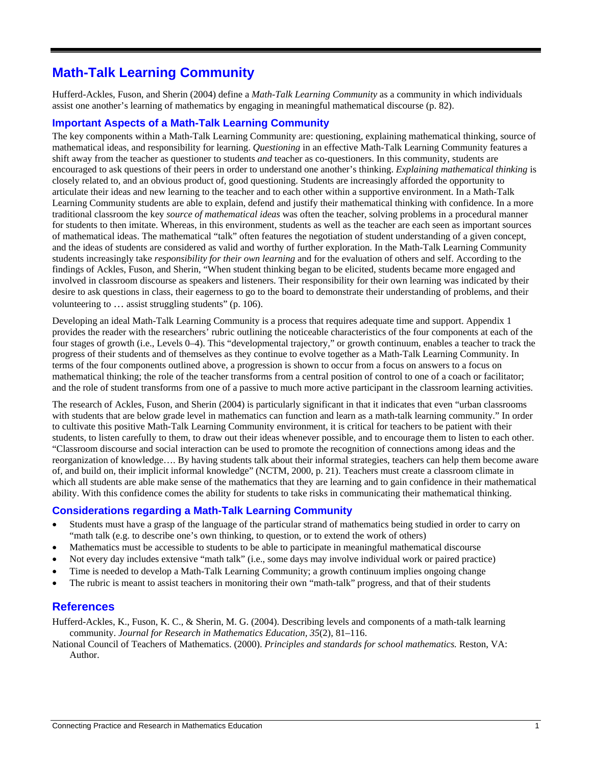# Math-Talk Learning Community

Hufferd-Ackles, Fuson, and Sherin (2004) define a *Math-Talk Learning Community* as a community in which individuals assist one another's learning of mathematics by engaging in meaningful mathematical discourse (p. 82).

## Important Aspects of a Math-Talk Learning Community

The key components within a Math-Talk Learning Community are: questioning, explaining mathematical thinking, source of mathematical ideas, and responsibility for learning. *Questioning* in an effective Math-Talk Learning Community features a shift away from the teacher as questioner to students *and* teacher as co-questioners. In this community, students are encouraged to ask questions of their peers in order to understand one another's thinking. *Explaining mathematical thinking* is closely related to, and an obvious product of, good questioning. Students are increasingly afforded the opportunity to articulate their ideas and new learning to the teacher and to each other within a supportive environment. In a Math-Talk Learning Community students are able to explain, defend and justify their mathematical thinking with confidence. In a more traditional classroom the key *source of mathematical ideas* was often the teacher, solving problems in a procedural manner for students to then imitate. Whereas, in this environment, students as well as the teacher are each seen as important sources of mathematical ideas. The mathematical "talk" often features the negotiation of student understanding of a given concept, and the ideas of students are considered as valid and worthy of further exploration. In the Math-Talk Learning Community students increasingly take *responsibility for their own learning* and for the evaluation of others and self. According to the findings of Ackles, Fuson, and Sherin, "When student thinking began to be elicited, students became more engaged and involved in classroom discourse as speakers and listeners. Their responsibility for their own learning was indicated by their desire to ask questions in class, their eagerness to go to the board to demonstrate their understanding of problems, and their volunteering to … assist struggling students" (p. 106).

Developing an ideal Math-Talk Learning Community is a process that requires adequate time and support. Appendix 1 provides the reader with the researchers' rubric outlining the noticeable characteristics of the four components at each of the four stages of growth (i.e., Levels 0–4). This "developmental trajectory," or growth continuum, enables a teacher to track the progress of their students and of themselves as they continue to evolve together as a Math-Talk Learning Community. In terms of the four components outlined above, a progression is shown to occur from a focus on answers to a focus on mathematical thinking; the role of the teacher transforms from a central position of control to one of a coach or facilitator; and the role of student transforms from one of a passive to much more active participant in the classroom learning activities.

The research of Ackles, Fuson, and Sherin (2004) is particularly significant in that it indicates that even "urban classrooms with students that are below grade level in mathematics can function and learn as a math-talk learning community." In order to cultivate this positive Math-Talk Learning Community environment, it is critical for teachers to be patient with their students, to listen carefully to them, to draw out their ideas whenever possible, and to encourage them to listen to each other. "Classroom discourse and social interaction can be used to promote the recognition of connections among ideas and the reorganization of knowledge…. By having students talk about their informal strategies, teachers can help them become aware of, and build on, their implicit informal knowledge" (NCTM, 2000, p. 21). Teachers must create a classroom climate in which all students are able make sense of the mathematics that they are learning and to gain confidence in their mathematical ability. With this confidence comes the ability for students to take risks in communicating their mathematical thinking.

## Considerations regarding a Math-Talk Learning Community

- Students must have a grasp of the language of the particular strand of mathematics being studied in order to carry on "math talk (e.g. to describe one's own thinking, to question, or to extend the work of others)
- Mathematics must be accessible to students to be able to participate in meaningful mathematical discourse
- Not every day includes extensive "math talk" (i.e., some days may involve individual work or paired practice)
- Time is needed to develop a Math-Talk Learning Community; a growth continuum implies ongoing change
- The rubric is meant to assist teachers in monitoring their own "math-talk" progress, and that of their students

# References

Hufferd-Ackles, K., Fuson, K. C., & Sherin, M. G. (2004). Describing levels and components of a math-talk learning community. *Journal for Research in Mathematics Education*, *35*(2), 81–116.

National Council of Teachers of Mathematics. (2000). *Principles and standards for school mathematics.* Reston, VA: Author.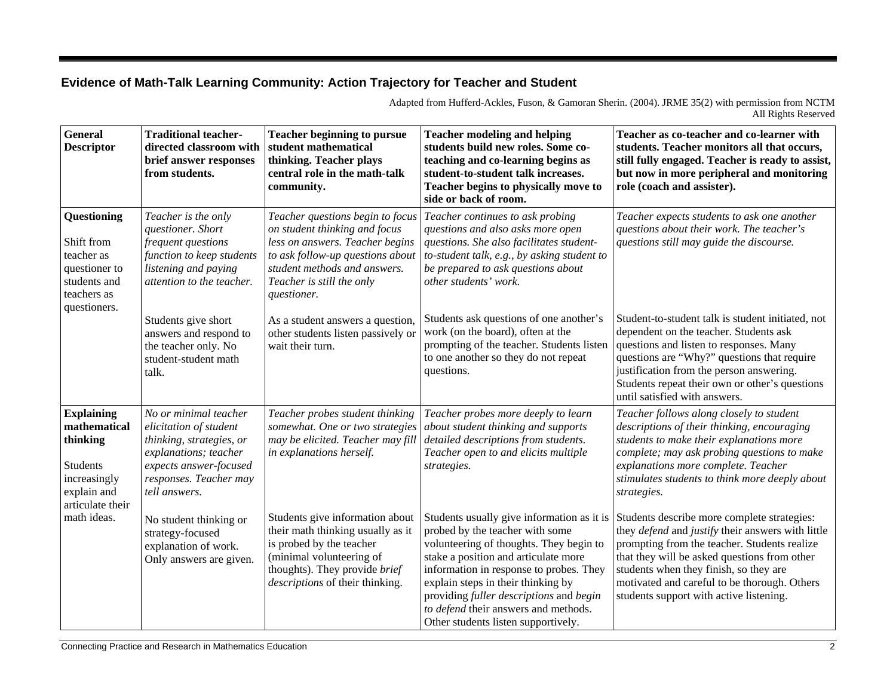## Evidence of Math-Talk Learning Community: Action Trajectory for Teacher and Student

Adapted from Hufferd-Ackles, Fuson, & Gamoran Sherin. (2004). JRME 35(2) with permission from NCTM
All Rights Reserved

| **General Descriptor** | **Traditional teacher-directed classroom with brief answer responses from students.** | **Teacher beginning to pursue student mathematical thinking. Teacher plays central role in the math-talk community.** | **Teacher modeling and helping students build new roles. Some co-teaching and co-learning begins as student-to-student talk increases. Teacher begins to physically move to side or back of room.** | **Teacher as co-teacher and co-learner with students. Teacher monitors all that occurs, still fully engaged. Teacher is ready to assist, but now in more peripheral and monitoring role (coach and assister).** |
|---|---|---|---|---|
| **Questioning**<br><br>Shift from teacher as questioner to students and teachers as questioners. | *Teacher is the only questioner. Short frequent questions function to keep students listening and paying attention to the teacher.*<br><br>Students give short answers and respond to the teacher only. No student-student math talk. | *Teacher questions begin to focus on student thinking and focus less on answers. Teacher begins to ask follow-up questions about student methods and answers. Teacher is still the only questioner.*<br><br>As a student answers a question, other students listen passively or wait their turn. | *Teacher continues to ask probing questions and also asks more open questions. She also facilitates student-to-student talk, e.g., by asking student to be prepared to ask questions about other students' work.*<br><br>Students ask questions of one another's work (on the board), often at the prompting of the teacher. Students listen to one another so they do not repeat questions. | *Teacher expects students to ask one another questions about their work. The teacher's questions still may guide the discourse.*<br><br>Student-to-student talk is student initiated, not dependent on the teacher. Students ask questions and listen to responses. Many questions are "Why?" questions that require justification from the person answering. Students repeat their own or other's questions until satisfied with answers. |
| **Explaining mathematical thinking**<br><br>Students increasingly explain and articulate their math ideas. | *No or minimal teacher elicitation of student thinking, strategies, or explanations; teacher expects answer-focused responses. Teacher may tell answers.*<br><br>No student thinking or strategy-focused explanation of work. Only answers are given. | *Teacher probes student thinking somewhat. One or two strategies may be elicited. Teacher may fill in explanations herself.*<br><br>Students give information about their math thinking usually as it is probed by the teacher (minimal volunteering of thoughts). They provide *brief descriptions* of their thinking. | *Teacher probes more deeply to learn about student thinking and supports detailed descriptions from students. Teacher open to and elicits multiple strategies.*<br><br>Students usually give information as it is probed by the teacher with some volunteering of thoughts. They begin to stake a position and articulate more information in response to probes. They explain steps in their thinking by providing *fuller descriptions* and *begin to defend* their answers and methods. Other students listen supportively. | *Teacher follows along closely to student descriptions of their thinking, encouraging students to make their explanations more complete; may ask probing questions to make explanations more complete. Teacher stimulates students to think more deeply about strategies.*<br><br>Students describe more complete strategies: they *defend* and *justify* their answers with little prompting from the teacher. Students realize that they will be asked questions from other students when they finish, so they are motivated and careful to be thorough. Others students support with active listening. |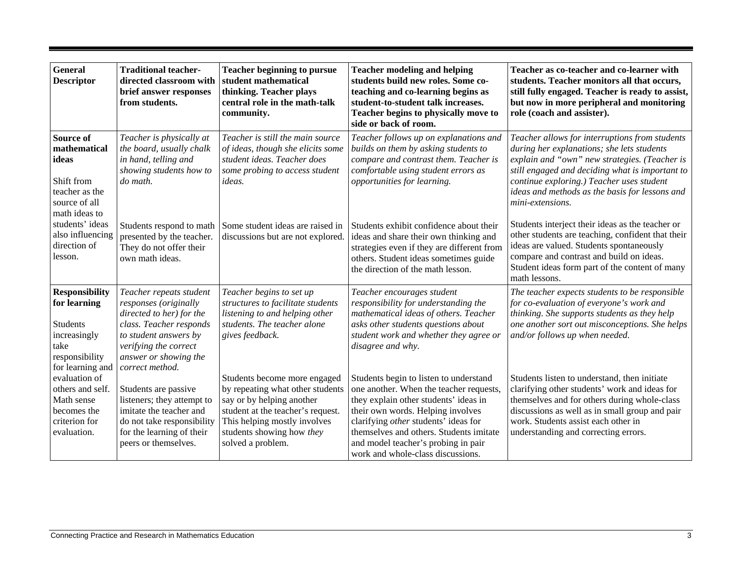| **General Descriptor** | **Traditional teacher-directed classroom with brief answer responses from students.** | **Teacher beginning to pursue student mathematical thinking. Teacher plays central role in the math-talk community.** | **Teacher modeling and helping students build new roles. Some co-teaching and co-learning begins as student-to-student talk increases. Teacher begins to physically move to side or back of room.** | **Teacher as co-teacher and co-learner with students. Teacher monitors all that occurs, still fully engaged. Teacher is ready to assist, but now in more peripheral and monitoring role (coach and assister).** |
|---|---|---|---|---|
| **Source of mathematical ideas**<br><br>Shift from teacher as the source of all math ideas to students' ideas also influencing direction of lesson. | *Teacher is physically at the board, usually chalk in hand, telling and showing students how to do math.*<br><br>Students respond to math presented by the teacher. They do not offer their own math ideas. | *Teacher is still the main source of ideas, though she elicits some student ideas. Teacher does some probing to access student ideas.*<br><br>Some student ideas are raised in discussions but are not explored. | *Teacher follows up on explanations and builds on them by asking students to compare and contrast them. Teacher is comfortable using student errors as opportunities for learning.*<br><br>Students exhibit confidence about their ideas and share their own thinking and strategies even if they are different from others. Student ideas sometimes guide the direction of the math lesson. | *Teacher allows for interruptions from students during her explanations; she lets students explain and "own" new strategies. (Teacher is still engaged and deciding what is important to continue exploring.) Teacher uses student ideas and methods as the basis for lessons and mini-extensions.*<br><br>Students interject their ideas as the teacher or other students are teaching, confident that their ideas are valued. Students spontaneously compare and contrast and build on ideas. Student ideas form part of the content of many math lessons. |
| **Responsibility for learning**<br><br>Students increasingly take responsibility for learning and evaluation of others and self. Math sense becomes the criterion for evaluation. | *Teacher repeats student responses (originally directed to her) for the class. Teacher responds to student answers by verifying the correct answer or showing the correct method.*<br><br>Students are passive listeners; they attempt to imitate the teacher and do not take responsibility for the learning of their peers or themselves. | *Teacher begins to set up structures to facilitate students listening to and helping other students. The teacher alone gives feedback.*<br><br>Students become more engaged by repeating what other students say or by helping another student at the teacher's request. This helping mostly involves students showing how *they* solved a problem. | *Teacher encourages student responsibility for understanding the mathematical ideas of others. Teacher asks other students questions about student work and whether they agree or disagree and why.*<br><br>Students begin to listen to understand one another. When the teacher requests, they explain other students' ideas in their own words. Helping involves clarifying *other* students' ideas for themselves and others. Students imitate and model teacher's probing in pair work and whole-class discussions. | *The teacher expects students to be responsible for co-evaluation of everyone's work and thinking. She supports students as they help one another sort out misconceptions. She helps and/or follows up when needed.*<br><br>Students listen to understand, then initiate clarifying other students' work and ideas for themselves and for others during whole-class discussions as well as in small group and pair work. Students assist each other in understanding and correcting errors. |